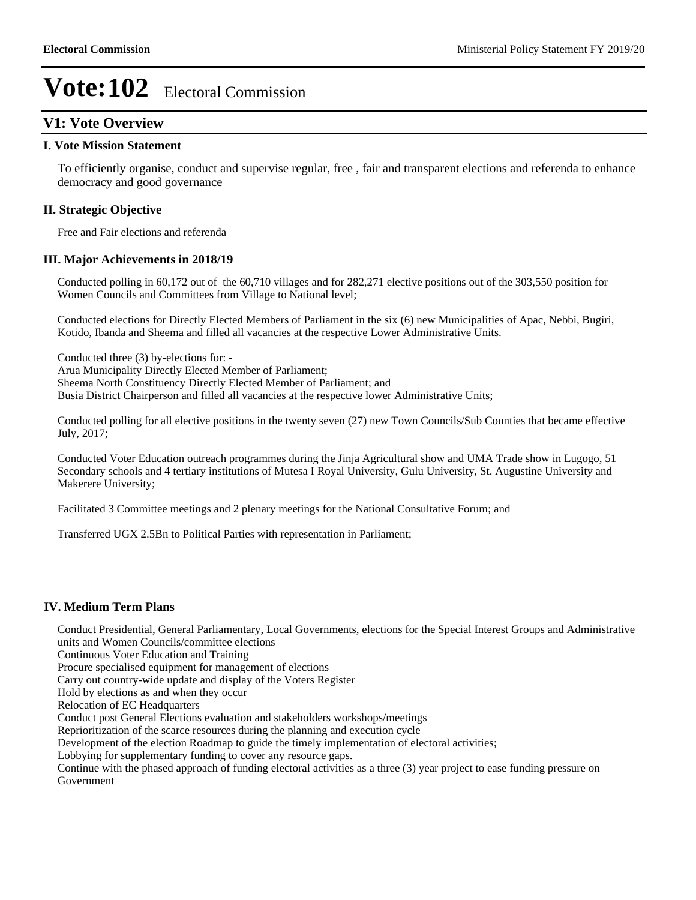# Vote:102 Electoral Commission

## V1: Vote Overview

### I. Vote Mission Statement

To efficiently organise, conduct and supervise regular, free , fair and transparent elections and referenda to enhance democracy and good governance

### II. Strategic Objective

Free and Fair elections and referenda

### III. Major Achievements in 2018/19

Conducted polling in 60,172 out of the 60,710 villages and for 282,271 elective positions out of the 303,550 position for Women Councils and Committees from Village to National level;

Conducted elections for Directly Elected Members of Parliament in the six (6) new Municipalities of Apac, Nebbi, Bugiri, Kotido, Ibanda and Sheema and filled all vacancies at the respective Lower Administrative Units.

Conducted three (3) by-elections for: -
Arua Municipality Directly Elected Member of Parliament;
Sheema North Constituency Directly Elected Member of Parliament; and
Busia District Chairperson and filled all vacancies at the respective lower Administrative Units;

Conducted polling for all elective positions in the twenty seven (27) new Town Councils/Sub Counties that became effective July, 2017;

Conducted Voter Education outreach programmes during the Jinja Agricultural show and UMA Trade show in Lugogo, 51 Secondary schools and 4 tertiary institutions of Mutesa I Royal University, Gulu University, St. Augustine University and Makerere University;

Facilitated 3 Committee meetings and 2 plenary meetings for the National Consultative Forum; and

Transferred UGX 2.5Bn to Political Parties with representation in Parliament;

### IV. Medium Term Plans

Conduct Presidential, General Parliamentary, Local Governments, elections for the Special Interest Groups and Administrative units and Women Councils/committee elections
Continuous Voter Education and Training
Procure specialised equipment for management of elections
Carry out country-wide update and display of the Voters Register
Hold by elections as and when they occur
Relocation of EC Headquarters
Conduct post General Elections evaluation and stakeholders workshops/meetings
Reprioritization of the scarce resources during the planning and execution cycle
Development of the election Roadmap to guide the timely implementation of electoral activities;
Lobbying for supplementary funding to cover any resource gaps.
Continue with the phased approach of funding electoral activities as a three (3) year project to ease funding pressure on Government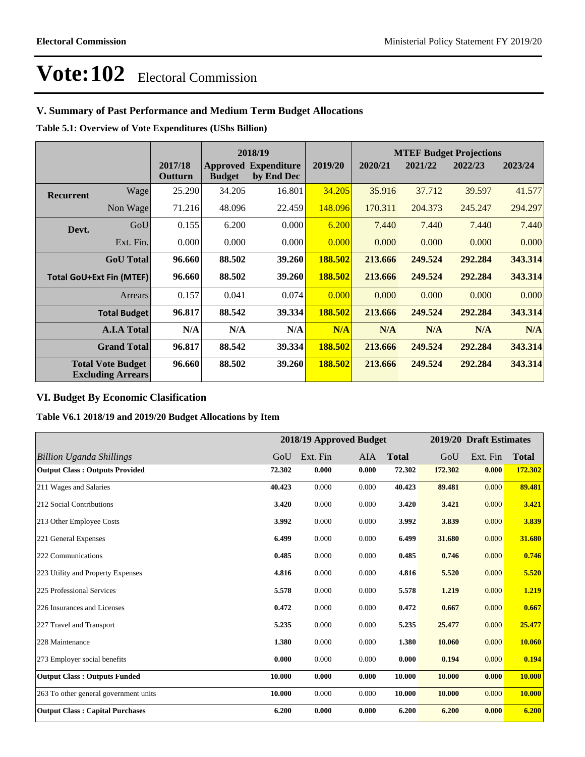# Vote:102 Electoral Commission

## V. Summary of Past Performance and Medium Term Budget Allocations

**Table 5.1: Overview of Vote Expenditures (UShs Billion)**

| | | 2017/18 Outturn | 2018/19 Approved Budget | 2018/19 Expenditure by End Dec | 2019/20 | 2020/21 | 2021/22 | 2022/23 | 2023/24 |
|---|---|---|---|---|---|---|---|---|---|
| | | | | | | **MTEF Budget Projections** | | | |
| **Recurrent** | Wage | 25.290 | 34.205 | 16.801 | 34.205 | 35.916 | 37.712 | 39.597 | 41.577 |
| | Non Wage | 71.216 | 48.096 | 22.459 | 148.096 | 170.311 | 204.373 | 245.247 | 294.297 |
| **Devt.** | GoU | 0.155 | 6.200 | 0.000 | 6.200 | 7.440 | 7.440 | 7.440 | 7.440 |
| | Ext. Fin. | 0.000 | 0.000 | 0.000 | 0.000 | 0.000 | 0.000 | 0.000 | 0.000 |
| | **GoU Total** | **96.660** | **88.502** | **39.260** | **188.502** | **213.666** | **249.524** | **292.284** | **343.314** |
| **Total GoU+Ext Fin (MTEF)** | | **96.660** | **88.502** | **39.260** | **188.502** | **213.666** | **249.524** | **292.284** | **343.314** |
| | Arrears | 0.157 | 0.041 | 0.074 | 0.000 | 0.000 | 0.000 | 0.000 | 0.000 |
| | **Total Budget** | **96.817** | **88.542** | **39.334** | **188.502** | **213.666** | **249.524** | **292.284** | **343.314** |
| | **A.I.A Total** | **N/A** | **N/A** | **N/A** | **N/A** | **N/A** | **N/A** | **N/A** | **N/A** |
| | **Grand Total** | **96.817** | **88.542** | **39.334** | **188.502** | **213.666** | **249.524** | **292.284** | **343.314** |
| **Total Vote Budget Excluding Arrears** | | **96.660** | **88.502** | **39.260** | **188.502** | **213.666** | **249.524** | **292.284** | **343.314** |

## VI. Budget By Economic Clasification

**Table V6.1 2018/19 and 2019/20 Budget Allocations by Item**

| | 2018/19 Approved Budget | | | | 2019/20 Draft Estimates | | |
|---|---|---|---|---|---|---|---|
| *Billion Uganda Shillings* | GoU | Ext. Fin | AIA | **Total** | GoU | Ext. Fin | **Total** |
| **Output Class : Outputs Provided** | **72.302** | **0.000** | **0.000** | **72.302** | **172.302** | **0.000** | **172.302** |
| 211 Wages and Salaries | **40.423** | 0.000 | 0.000 | **40.423** | **89.481** | 0.000 | **89.481** |
| 212 Social Contributions | **3.420** | 0.000 | 0.000 | **3.420** | **3.421** | 0.000 | **3.421** |
| 213 Other Employee Costs | **3.992** | 0.000 | 0.000 | **3.992** | **3.839** | 0.000 | **3.839** |
| 221 General Expenses | **6.499** | 0.000 | 0.000 | **6.499** | **31.680** | 0.000 | **31.680** |
| 222 Communications | **0.485** | 0.000 | 0.000 | **0.485** | **0.746** | 0.000 | **0.746** |
| 223 Utility and Property Expenses | **4.816** | 0.000 | 0.000 | **4.816** | **5.520** | 0.000 | **5.520** |
| 225 Professional Services | **5.578** | 0.000 | 0.000 | **5.578** | **1.219** | 0.000 | **1.219** |
| 226 Insurances and Licenses | **0.472** | 0.000 | 0.000 | **0.472** | **0.667** | 0.000 | **0.667** |
| 227 Travel and Transport | **5.235** | 0.000 | 0.000 | **5.235** | **25.477** | 0.000 | **25.477** |
| 228 Maintenance | **1.380** | 0.000 | 0.000 | **1.380** | **10.060** | 0.000 | **10.060** |
| 273 Employer social benefits | **0.000** | 0.000 | 0.000 | **0.000** | **0.194** | 0.000 | **0.194** |
| **Output Class : Outputs Funded** | **10.000** | **0.000** | **0.000** | **10.000** | **10.000** | **0.000** | **10.000** |
| 263 To other general government units | **10.000** | 0.000 | 0.000 | **10.000** | **10.000** | 0.000 | **10.000** |
| **Output Class : Capital Purchases** | **6.200** | **0.000** | **0.000** | **6.200** | **6.200** | **0.000** | **6.200** |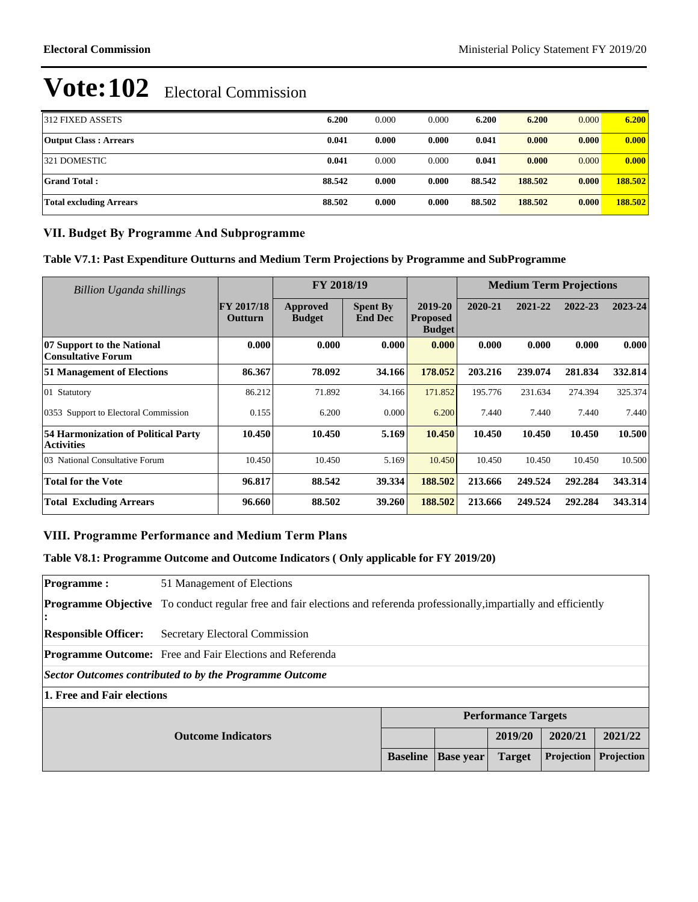# Vote:102 Electoral Commission

| | | | | | | | |
|---|---|---|---|---|---|---|---|
| 312 FIXED ASSETS | **6.200** | 0.000 | 0.000 | **6.200** | **6.200** | 0.000 | **6.200** |
| **Output Class : Arrears** | **0.041** | **0.000** | **0.000** | **0.041** | **0.000** | **0.000** | **0.000** |
| 321 DOMESTIC | **0.041** | 0.000 | 0.000 | **0.041** | **0.000** | 0.000 | **0.000** |
| **Grand Total :** | **88.542** | **0.000** | **0.000** | **88.542** | **188.502** | **0.000** | **188.502** |
| **Total excluding Arrears** | **88.502** | **0.000** | **0.000** | **88.502** | **188.502** | **0.000** | **188.502** |

## VII. Budget By Programme And Subprogramme

### Table V7.1: Past Expenditure Outturns and Medium Term Projections by Programme and SubProgramme

| *Billion Uganda shillings* | | FY 2018/19 | | | Medium Term Projections | | | |
|---|---|---|---|---|---|---|---|---|
| | **FY 2017/18 Outturn** | **Approved Budget** | **Spent By End Dec** | **2019-20 Proposed Budget** | **2020-21** | **2021-22** | **2022-23** | **2023-24** |
| **07 Support to the National Consultative Forum** | **0.000** | **0.000** | **0.000** | **0.000** | **0.000** | **0.000** | **0.000** | **0.000** |
| **51 Management of Elections** | **86.367** | **78.092** | **34.166** | **178.052** | **203.216** | **239.074** | **281.834** | **332.814** |
| 01 Statutory | 86.212 | 71.892 | 34.166 | 171.852 | 195.776 | 231.634 | 274.394 | 325.374 |
| 0353 Support to Electoral Commission | 0.155 | 6.200 | 0.000 | 6.200 | 7.440 | 7.440 | 7.440 | 7.440 |
| **54 Harmonization of Political Party Activities** | **10.450** | **10.450** | **5.169** | **10.450** | **10.450** | **10.450** | **10.450** | **10.500** |
| 03 National Consultative Forum | 10.450 | 10.450 | 5.169 | 10.450 | 10.450 | 10.450 | 10.450 | 10.500 |
| **Total for the Vote** | **96.817** | **88.542** | **39.334** | **188.502** | **213.666** | **249.524** | **292.284** | **343.314** |
| **Total Excluding Arrears** | **96.660** | **88.502** | **39.260** | **188.502** | **213.666** | **249.524** | **292.284** | **343.314** |

## VIII. Programme Performance and Medium Term Plans

### Table V8.1: Programme Outcome and Outcome Indicators ( Only applicable for FY 2019/20)

**Programme :** 51 Management of Elections

**Programme Objective :** To conduct regular free and fair elections and referenda professionally,impartially and efficiently

**Responsible Officer:** Secretary Electoral Commission

**Programme Outcome:** Free and Fair Elections and Referenda

***Sector Outcomes contributed to by the Programme Outcome***

**1. Free and Fair elections**

| Outcome Indicators | Performance Targets | | | | |
|---|---|---|---|---|---|
| | | | **2019/20** | **2020/21** | **2021/22** |
| | **Baseline** | **Base year** | **Target** | **Projection** | **Projection** |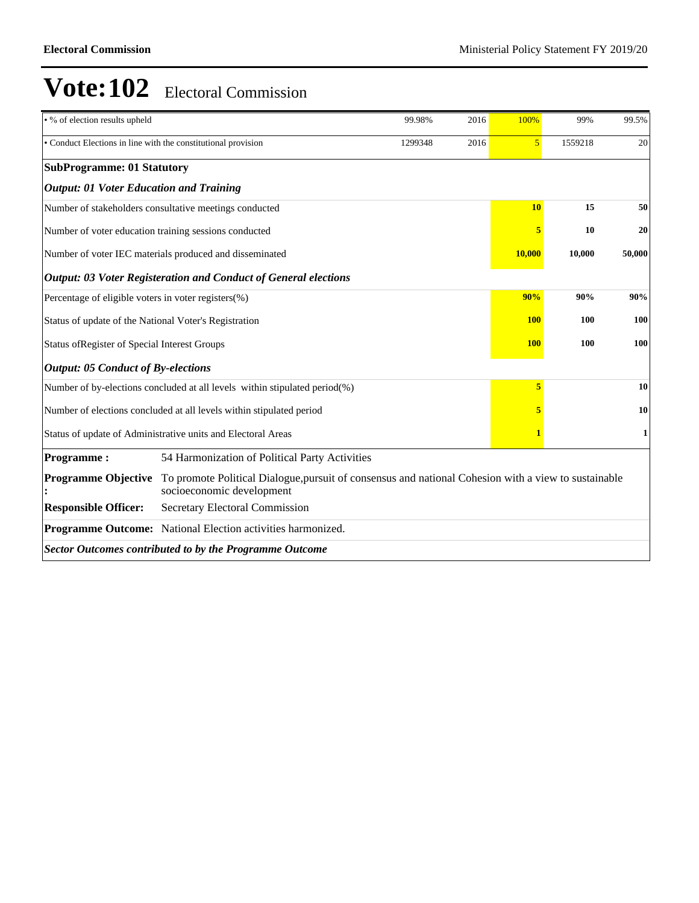# Vote:102 Electoral Commission

| | | | | | |
|---|---|---|---|---|---|
| • % of election results upheld | 99.98% | 2016 | 100% | 99% | 99.5% |
| • Conduct Elections in line with the constitutional provision | 1299348 | 2016 | 5 | 1559218 | 20 |
| **SubProgramme: 01 Statutory** | | | | | |
| ***Output: 01 Voter Education and Training*** | | | | | |
| Number of stakeholders consultative meetings conducted | | | **10** | **15** | **50** |
| Number of voter education training sessions conducted | | | **5** | **10** | **20** |
| Number of voter IEC materials produced and disseminated | | | **10,000** | **10,000** | **50,000** |
| ***Output: 03 Voter Registeration and Conduct of General elections*** | | | | | |
| Percentage of eligible voters in voter registers(%) | | | **90%** | **90%** | **90%** |
| Status of update of the National Voter's Registration | | | **100** | **100** | **100** |
| Status ofRegister of Special Interest Groups | | | **100** | **100** | **100** |
| ***Output: 05 Conduct of By-elections*** | | | | | |
| Number of by-elections concluded at all levels within stipulated period(%) | | | **5** | | **10** |
| Number of elections concluded at all levels within stipulated period | | | **5** | | **10** |
| Status of update of Administrative units and Electoral Areas | | | **1** | | **1** |

| | |
|---|---|
| **Programme :** | 54 Harmonization of Political Party Activities |
| **Programme Objective :** | To promote Political Dialogue,pursuit of consensus and national Cohesion with a view to sustainable socioeconomic development |
| **Responsible Officer:** | Secretary Electoral Commission |
| **Programme Outcome:** | National Election activities harmonized. |

***Sector Outcomes contributed to by the Programme Outcome***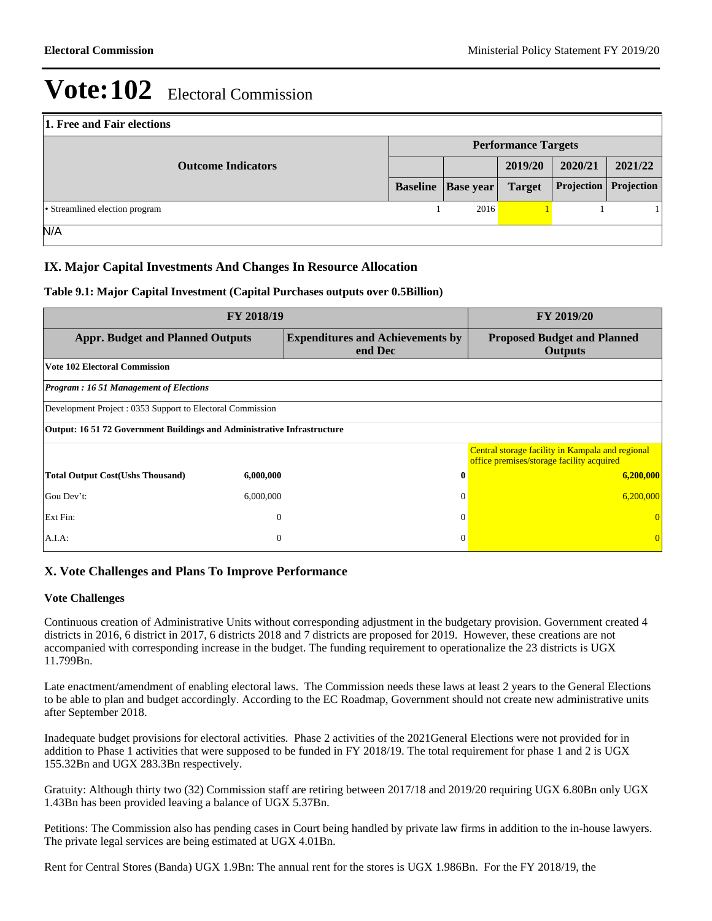# Vote:102 Electoral Commission

| 1. Free and Fair elections | | | | | |
|---|---|---|---|---|---|
| **Outcome Indicators** | **Performance Targets** | | | | |
| | | | **2019/20** | **2020/21** | **2021/22** |
| | **Baseline** | **Base year** | **Target** | **Projection** | **Projection** |
| • Streamlined election program | 1 | 2016 | 1 | 1 | 1 |
| N/A | | | | | |

## IX. Major Capital Investments And Changes In Resource Allocation

**Table 9.1: Major Capital Investment (Capital Purchases outputs over 0.5Billion)**

| FY 2018/19 | | | FY 2019/20 |
|---|---|---|---|
| **Appr. Budget and Planned Outputs** | | **Expenditures and Achievements by end Dec** | **Proposed Budget and Planned Outputs** |
| **Vote 102 Electoral Commission** | | | |
| ***Program : 16 51 Management of Elections*** | | | |
| Development Project : 0353 Support to Electoral Commission | | | |
| **Output: 16 51 72 Government Buildings and Administrative Infrastructure** | | | |
| | | | Central storage facility in Kampala and regional office premises/storage facility acquired |
| **Total Output Cost(Ushs Thousand)** | **6,000,000** | **0** | **6,200,000** |
| Gou Dev't: | 6,000,000 | 0 | 6,200,000 |
| Ext Fin: | 0 | 0 | 0 |
| A.I.A: | 0 | 0 | 0 |

## X. Vote Challenges and Plans To Improve Performance

### Vote Challenges

Continuous creation of Administrative Units without corresponding adjustment in the budgetary provision. Government created 4 districts in 2016, 6 district in 2017, 6 districts 2018 and 7 districts are proposed for 2019. However, these creations are not accompanied with corresponding increase in the budget. The funding requirement to operationalize the 23 districts is UGX 11.799Bn.

Late enactment/amendment of enabling electoral laws. The Commission needs these laws at least 2 years to the General Elections to be able to plan and budget accordingly. According to the EC Roadmap, Government should not create new administrative units after September 2018.

Inadequate budget provisions for electoral activities. Phase 2 activities of the 2021General Elections were not provided for in addition to Phase 1 activities that were supposed to be funded in FY 2018/19. The total requirement for phase 1 and 2 is UGX 155.32Bn and UGX 283.3Bn respectively.

Gratuity: Although thirty two (32) Commission staff are retiring between 2017/18 and 2019/20 requiring UGX 6.80Bn only UGX 1.43Bn has been provided leaving a balance of UGX 5.37Bn.

Petitions: The Commission also has pending cases in Court being handled by private law firms in addition to the in-house lawyers. The private legal services are being estimated at UGX 4.01Bn.

Rent for Central Stores (Banda) UGX 1.9Bn: The annual rent for the stores is UGX 1.986Bn. For the FY 2018/19, the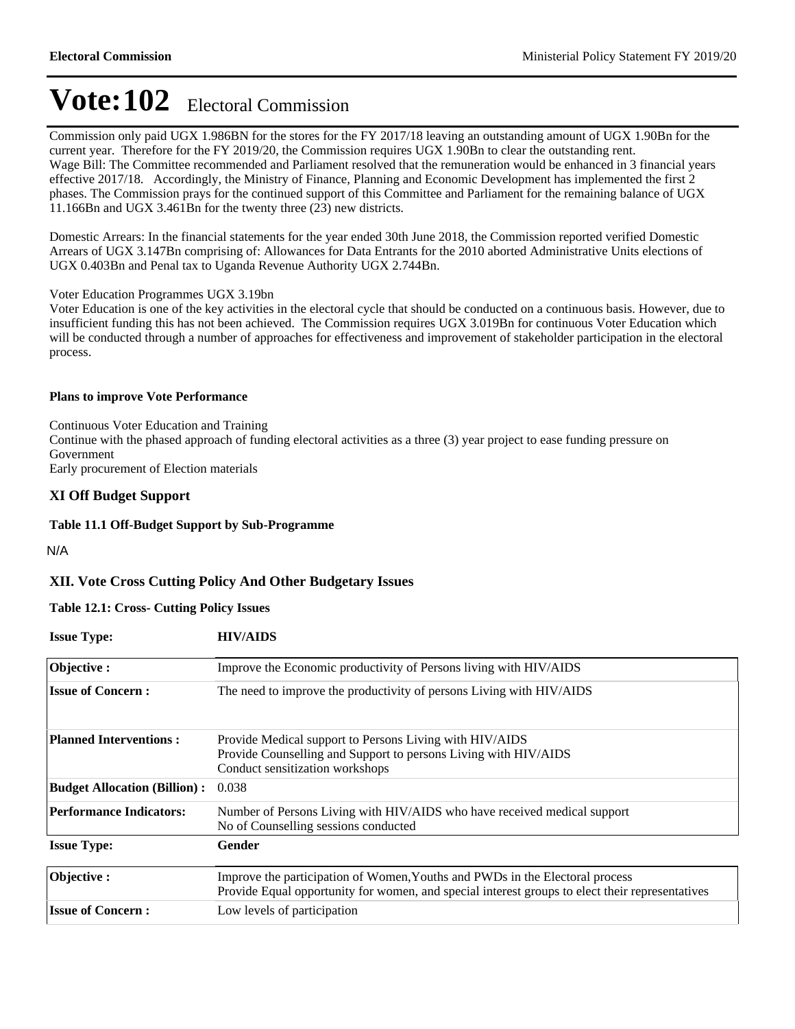# Vote:102 Electoral Commission

Commission only paid UGX 1.986BN for the stores for the FY 2017/18 leaving an outstanding amount of UGX 1.90Bn for the current year. Therefore for the FY 2019/20, the Commission requires UGX 1.90Bn to clear the outstanding rent.
Wage Bill: The Committee recommended and Parliament resolved that the remuneration would be enhanced in 3 financial years effective 2017/18. Accordingly, the Ministry of Finance, Planning and Economic Development has implemented the first 2 phases. The Commission prays for the continued support of this Committee and Parliament for the remaining balance of UGX 11.166Bn and UGX 3.461Bn for the twenty three (23) new districts.

Domestic Arrears: In the financial statements for the year ended 30th June 2018, the Commission reported verified Domestic Arrears of UGX 3.147Bn comprising of: Allowances for Data Entrants for the 2010 aborted Administrative Units elections of UGX 0.403Bn and Penal tax to Uganda Revenue Authority UGX 2.744Bn.

Voter Education Programmes UGX 3.19bn
Voter Education is one of the key activities in the electoral cycle that should be conducted on a continuous basis. However, due to insufficient funding this has not been achieved. The Commission requires UGX 3.019Bn for continuous Voter Education which will be conducted through a number of approaches for effectiveness and improvement of stakeholder participation in the electoral process.

**Plans to improve Vote Performance**

Continuous Voter Education and Training
Continue with the phased approach of funding electoral activities as a three (3) year project to ease funding pressure on Government
Early procurement of Election materials

## XI Off Budget Support

**Table 11.1 Off-Budget Support by Sub-Programme**

N/A

## XII. Vote Cross Cutting Policy And Other Budgetary Issues

**Table 12.1: Cross- Cutting Policy Issues**

| **Issue Type:** | **HIV/AIDS** |
|---|---|
| **Objective :** | Improve the Economic productivity of Persons living with HIV/AIDS |
| **Issue of Concern :** | The need to improve the productivity of persons Living with HIV/AIDS |
| **Planned Interventions :** | Provide Medical support to Persons Living with HIV/AIDS<br>Provide Counselling and Support to persons Living with HIV/AIDS<br>Conduct sensitization workshops |
| **Budget Allocation (Billion) :** | 0.038 |
| **Performance Indicators:** | Number of Persons Living with HIV/AIDS who have received medical support<br>No of Counselling sessions conducted |

| **Issue Type:** | **Gender** |
|---|---|
| **Objective :** | Improve the participation of Women,Youths and PWDs in the Electoral process<br>Provide Equal opportunity for women, and special interest groups to elect their representatives |
| **Issue of Concern :** | Low levels of participation |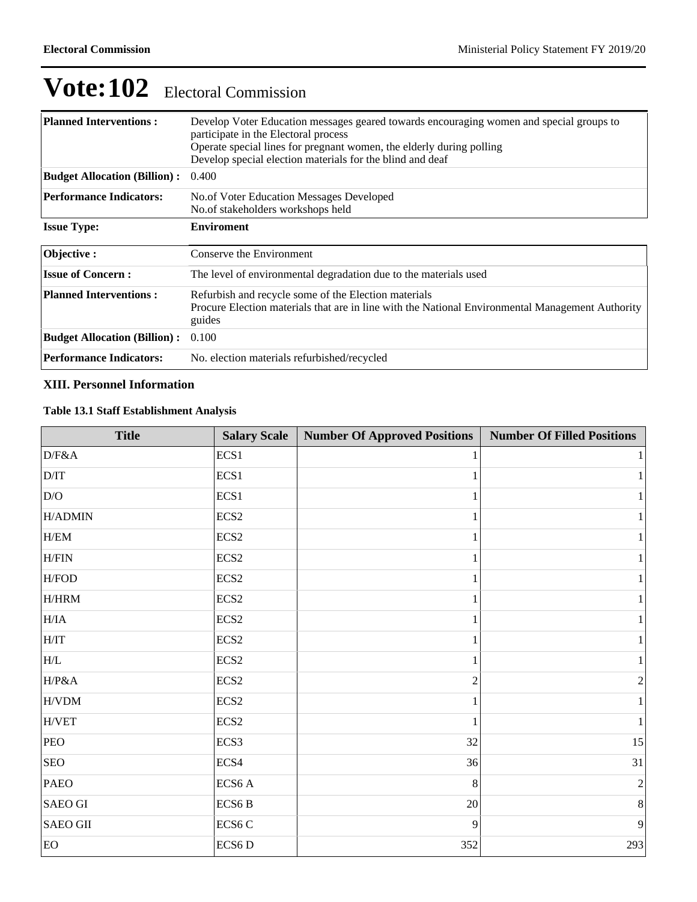# Vote:102 Electoral Commission

| | |
|---|---|
| **Planned Interventions :** | Develop Voter Education messages geared towards encouraging women and special groups to participate in the Electoral process<br>Operate special lines for pregnant women, the elderly during polling<br>Develop special election materials for the blind and deaf |
| **Budget Allocation (Billion) :** | 0.400 |
| **Performance Indicators:** | No.of Voter Education Messages Developed<br>No.of stakeholders workshops held |

**Issue Type:** **Enviroment**

| | |
|---|---|
| **Objective :** | Conserve the Environment |
| **Issue of Concern :** | The level of environmental degradation due to the materials used |
| **Planned Interventions :** | Refurbish and recycle some of the Election materials<br>Procure Election materials that are in line with the National Environmental Management Authority guides |
| **Budget Allocation (Billion) :** | 0.100 |
| **Performance Indicators:** | No. election materials refurbished/recycled |

### XIII. Personnel Information

**Table 13.1 Staff Establishment Analysis**

| Title | Salary Scale | Number Of Approved Positions | Number Of Filled Positions |
|---|---|---|---|
| D/F&A | ECS1 | 1 | 1 |
| D/IT | ECS1 | 1 | 1 |
| D/O | ECS1 | 1 | 1 |
| H/ADMIN | ECS2 | 1 | 1 |
| H/EM | ECS2 | 1 | 1 |
| H/FIN | ECS2 | 1 | 1 |
| H/FOD | ECS2 | 1 | 1 |
| H/HRM | ECS2 | 1 | 1 |
| H/IA | ECS2 | 1 | 1 |
| H/IT | ECS2 | 1 | 1 |
| H/L | ECS2 | 1 | 1 |
| H/P&A | ECS2 | 2 | 2 |
| H/VDM | ECS2 | 1 | 1 |
| H/VET | ECS2 | 1 | 1 |
| PEO | ECS3 | 32 | 15 |
| SEO | ECS4 | 36 | 31 |
| PAEO | ECS6 A | 8 | 2 |
| SAEO GI | ECS6 B | 20 | 8 |
| SAEO GII | ECS6 C | 9 | 9 |
| EO | ECS6 D | 352 | 293 |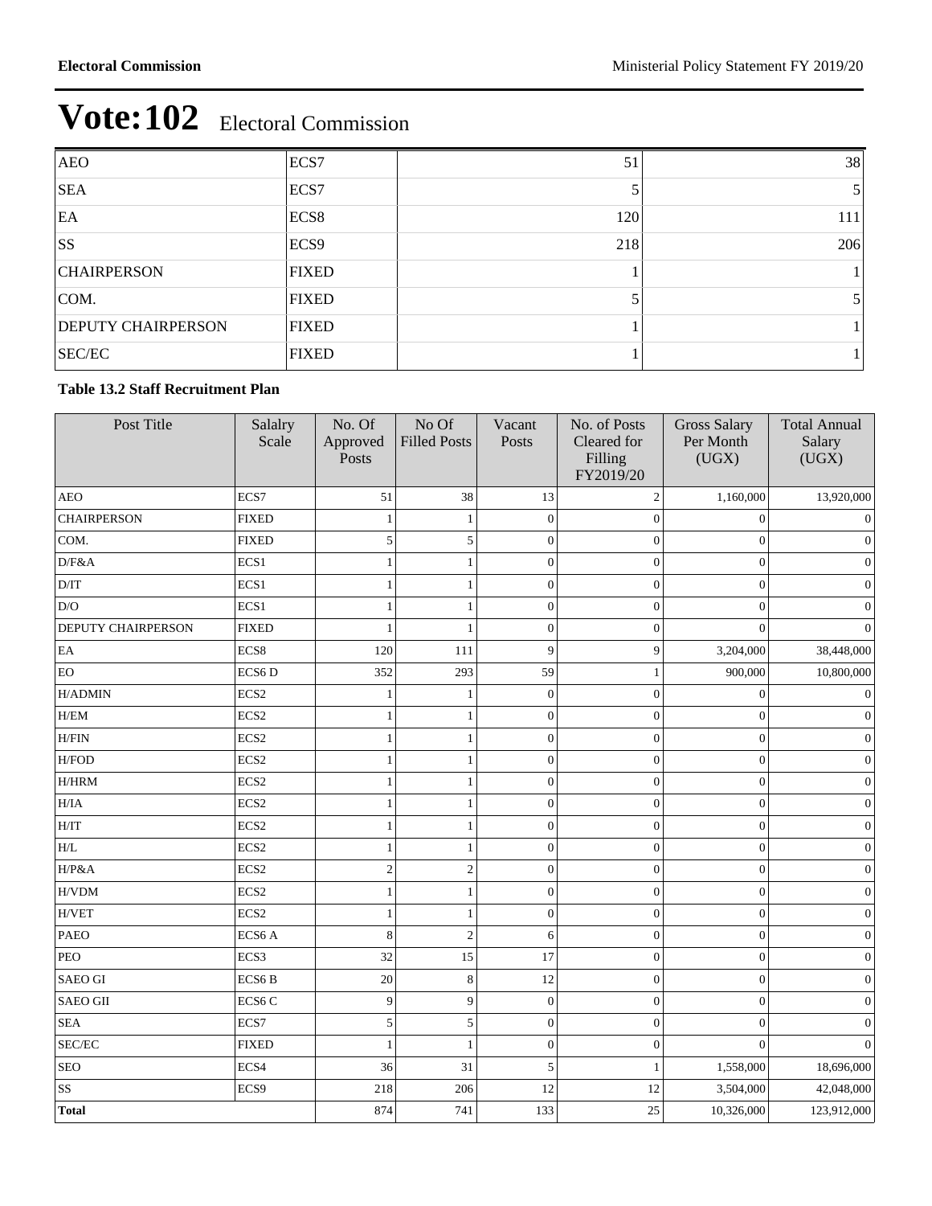# Vote:102 Electoral Commission

| | | | |
|---|---|---|---|
| AEO | ECS7 | 51 | 38 |
| SEA | ECS7 | 5 | 5 |
| EA | ECS8 | 120 | 111 |
| SS | ECS9 | 218 | 206 |
| CHAIRPERSON | FIXED | 1 | 1 |
| COM. | FIXED | 5 | 5 |
| DEPUTY CHAIRPERSON | FIXED | 1 | 1 |
| SEC/EC | FIXED | 1 | 1 |

**Table 13.2 Staff Recruitment Plan**

| Post Title | Salalry Scale | No. Of Approved Posts | No Of Filled Posts | Vacant Posts | No. of Posts Cleared for Filling FY2019/20 | Gross Salary Per Month (UGX) | Total Annual Salary (UGX) |
|---|---|---|---|---|---|---|---|
| AEO | ECS7 | 51 | 38 | 13 | 2 | 1,160,000 | 13,920,000 |
| CHAIRPERSON | FIXED | 1 | 1 | 0 | 0 | 0 | 0 |
| COM. | FIXED | 5 | 5 | 0 | 0 | 0 | 0 |
| D/F&A | ECS1 | 1 | 1 | 0 | 0 | 0 | 0 |
| D/IT | ECS1 | 1 | 1 | 0 | 0 | 0 | 0 |
| D/O | ECS1 | 1 | 1 | 0 | 0 | 0 | 0 |
| DEPUTY CHAIRPERSON | FIXED | 1 | 1 | 0 | 0 | 0 | 0 |
| EA | ECS8 | 120 | 111 | 9 | 9 | 3,204,000 | 38,448,000 |
| EO | ECS6 D | 352 | 293 | 59 | 1 | 900,000 | 10,800,000 |
| H/ADMIN | ECS2 | 1 | 1 | 0 | 0 | 0 | 0 |
| H/EM | ECS2 | 1 | 1 | 0 | 0 | 0 | 0 |
| H/FIN | ECS2 | 1 | 1 | 0 | 0 | 0 | 0 |
| H/FOD | ECS2 | 1 | 1 | 0 | 0 | 0 | 0 |
| H/HRM | ECS2 | 1 | 1 | 0 | 0 | 0 | 0 |
| H/IA | ECS2 | 1 | 1 | 0 | 0 | 0 | 0 |
| H/IT | ECS2 | 1 | 1 | 0 | 0 | 0 | 0 |
| H/L | ECS2 | 1 | 1 | 0 | 0 | 0 | 0 |
| H/P&A | ECS2 | 2 | 2 | 0 | 0 | 0 | 0 |
| H/VDM | ECS2 | 1 | 1 | 0 | 0 | 0 | 0 |
| H/VET | ECS2 | 1 | 1 | 0 | 0 | 0 | 0 |
| PAEO | ECS6 A | 8 | 2 | 6 | 0 | 0 | 0 |
| PEO | ECS3 | 32 | 15 | 17 | 0 | 0 | 0 |
| SAEO GI | ECS6 B | 20 | 8 | 12 | 0 | 0 | 0 |
| SAEO GII | ECS6 C | 9 | 9 | 0 | 0 | 0 | 0 |
| SEA | ECS7 | 5 | 5 | 0 | 0 | 0 | 0 |
| SEC/EC | FIXED | 1 | 1 | 0 | 0 | 0 | 0 |
| SEO | ECS4 | 36 | 31 | 5 | 1 | 1,558,000 | 18,696,000 |
| SS | ECS9 | 218 | 206 | 12 | 12 | 3,504,000 | 42,048,000 |
| **Total** | | 874 | 741 | 133 | 25 | 10,326,000 | 123,912,000 |